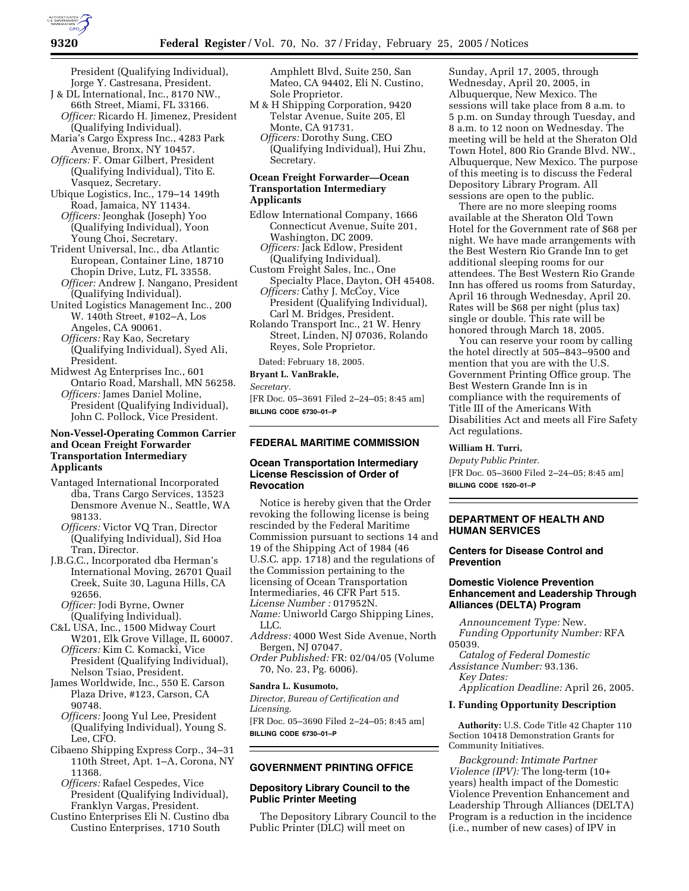President (Qualifying Individual), Jorge Y. Castresana, President.

J & DL International, Inc., 8170 NW., 66th Street, Miami, FL 33166.
*Officer:* Ricardo H. Jimenez, President (Qualifying Individual).

Maria's Cargo Express Inc., 4283 Park Avenue, Bronx, NY 10457.
*Officers:* F. Omar Gilbert, President (Qualifying Individual), Tito E. Vasquez, Secretary.

Ubique Logistics, Inc., 179–14 149th Road, Jamaica, NY 11434.
*Officers:* Jeonghak (Joseph) Yoo (Qualifying Individual), Yoon Young Choi, Secretary.

Trident Universal, Inc., dba Atlantic European, Container Line, 18710 Chopin Drive, Lutz, FL 33558.
*Officer:* Andrew J. Nangano, President (Qualifying Individual).

United Logistics Management Inc., 200 W. 140th Street, #102–A, Los Angeles, CA 90061.
*Officers:* Ray Kao, Secretary (Qualifying Individual), Syed Ali, President.

Midwest Ag Enterprises Inc., 601 Ontario Road, Marshall, MN 56258.
*Officers:* James Daniel Moline, President (Qualifying Individual), John C. Pollock, Vice President.

### Non-Vessel-Operating Common Carrier and Ocean Freight Forwarder Transportation Intermediary Applicants

Vantaged International Incorporated dba, Trans Cargo Services, 13523 Densmore Avenue N., Seattle, WA 98133.
*Officers:* Victor VQ Tran, Director (Qualifying Individual), Sid Hoa Tran, Director.

J.B.G.C., Incorporated dba Herman's International Moving, 26701 Quail Creek, Suite 30, Laguna Hills, CA 92656.
*Officer:* Jodi Byrne, Owner (Qualifying Individual).

C&L USA, Inc., 1500 Midway Court W201, Elk Grove Village, IL 60007.
*Officers:* Kim C. Komacki, Vice President (Qualifying Individual), Nelson Tsiao, President.

James Worldwide, Inc., 550 E. Carson Plaza Drive, #123, Carson, CA 90748.
*Officers:* Joong Yul Lee, President (Qualifying Individual), Young S. Lee, CFO.

Cibaeno Shipping Express Corp., 34–31 110th Street, Apt. 1–A, Corona, NY 11368.
*Officers:* Rafael Cespedes, Vice President (Qualifying Individual), Franklyn Vargas, President.

Custino Enterprises Eli N. Custino dba Custino Enterprises, 1710 South Amphlett Blvd, Suite 250, San Mateo, CA 94402, Eli N. Custino, Sole Proprietor.

M & H Shipping Corporation, 9420 Telstar Avenue, Suite 205, El Monte, CA 91731.
*Officers:* Dorothy Sung, CEO (Qualifying Individual), Hui Zhu, Secretary.

### Ocean Freight Forwarder—Ocean Transportation Intermediary Applicants

Edlow International Company, 1666 Connecticut Avenue, Suite 201, Washington, DC 2009.
*Officers:* Jack Edlow, President (Qualifying Individual).

Custom Freight Sales, Inc., One Specialty Place, Dayton, OH 45408.
*Officers:* Cathy J. McCoy, Vice President (Qualifying Individual), Carl M. Bridges, President.

Rolando Transport Inc., 21 W. Henry Street, Linden, NJ 07036, Rolando Reyes, Sole Proprietor.

Dated: February 18, 2005.

**Bryant L. VanBrakle,**
*Secretary.*
[FR Doc. 05–3691 Filed 2–24–05; 8:45 am]
**BILLING CODE 6730–01–P**

## FEDERAL MARITIME COMMISSION

### Ocean Transportation Intermediary License Rescission of Order of Revocation

Notice is hereby given that the Order revoking the following license is being rescinded by the Federal Maritime Commission pursuant to sections 14 and 19 of the Shipping Act of 1984 (46 U.S.C. app. 1718) and the regulations of the Commission pertaining to the licensing of Ocean Transportation Intermediaries, 46 CFR Part 515.

*License Number :* 017952N.
*Name:* Uniworld Cargo Shipping Lines, LLC.
*Address:* 4000 West Side Avenue, North Bergen, NJ 07047.
*Order Published:* FR: 02/04/05 (Volume 70, No. 23, Pg. 6006).

**Sandra L. Kusumoto,**
*Director, Bureau of Certification and Licensing.*
[FR Doc. 05–3690 Filed 2–24–05; 8:45 am]
**BILLING CODE 6730–01–P**

## GOVERNMENT PRINTING OFFICE

### Depository Library Council to the Public Printer Meeting

The Depository Library Council to the Public Printer (DLC) will meet on Sunday, April 17, 2005, through Wednesday, April 20, 2005, in Albuquerque, New Mexico. The sessions will take place from 8 a.m. to 5 p.m. on Sunday through Tuesday, and 8 a.m. to 12 noon on Wednesday. The meeting will be held at the Sheraton Old Town Hotel, 800 Rio Grande Blvd. NW., Albuquerque, New Mexico. The purpose of this meeting is to discuss the Federal Depository Library Program. All sessions are open to the public.

There are no more sleeping rooms available at the Sheraton Old Town Hotel for the Government rate of $68 per night. We have made arrangements with the Best Western Rio Grande Inn to get additional sleeping rooms for our attendees. The Best Western Rio Grande Inn has offered us rooms from Saturday, April 16 through Wednesday, April 20. Rates will be $68 per night (plus tax) single or double. This rate will be honored through March 18, 2005.

You can reserve your room by calling the hotel directly at 505–843–9500 and mention that you are with the U.S. Government Printing Office group. The Best Western Grande Inn is in compliance with the requirements of Title III of the Americans With Disabilities Act and meets all Fire Safety Act regulations.

**William H. Turri,**
*Deputy Public Printer.*
[FR Doc. 05–3600 Filed 2–24–05; 8:45 am]
**BILLING CODE 1520–01–P**

## DEPARTMENT OF HEALTH AND HUMAN SERVICES

### Centers for Disease Control and Prevention

### Domestic Violence Prevention Enhancement and Leadership Through Alliances (DELTA) Program

*Announcement Type:* New.
*Funding Opportunity Number:* RFA 05039.
*Catalog of Federal Domestic Assistance Number:* 93.136.
*Key Dates:*
*Application Deadline:* April 26, 2005.

### I. Funding Opportunity Description

**Authority:** U.S. Code Title 42 Chapter 110 Section 10418 Demonstration Grants for Community Initiatives.

*Background: Intimate Partner Violence (IPV):* The long-term (10+ years) health impact of the Domestic Violence Prevention Enhancement and Leadership Through Alliances (DELTA) Program is a reduction in the incidence (i.e., number of new cases) of IPV in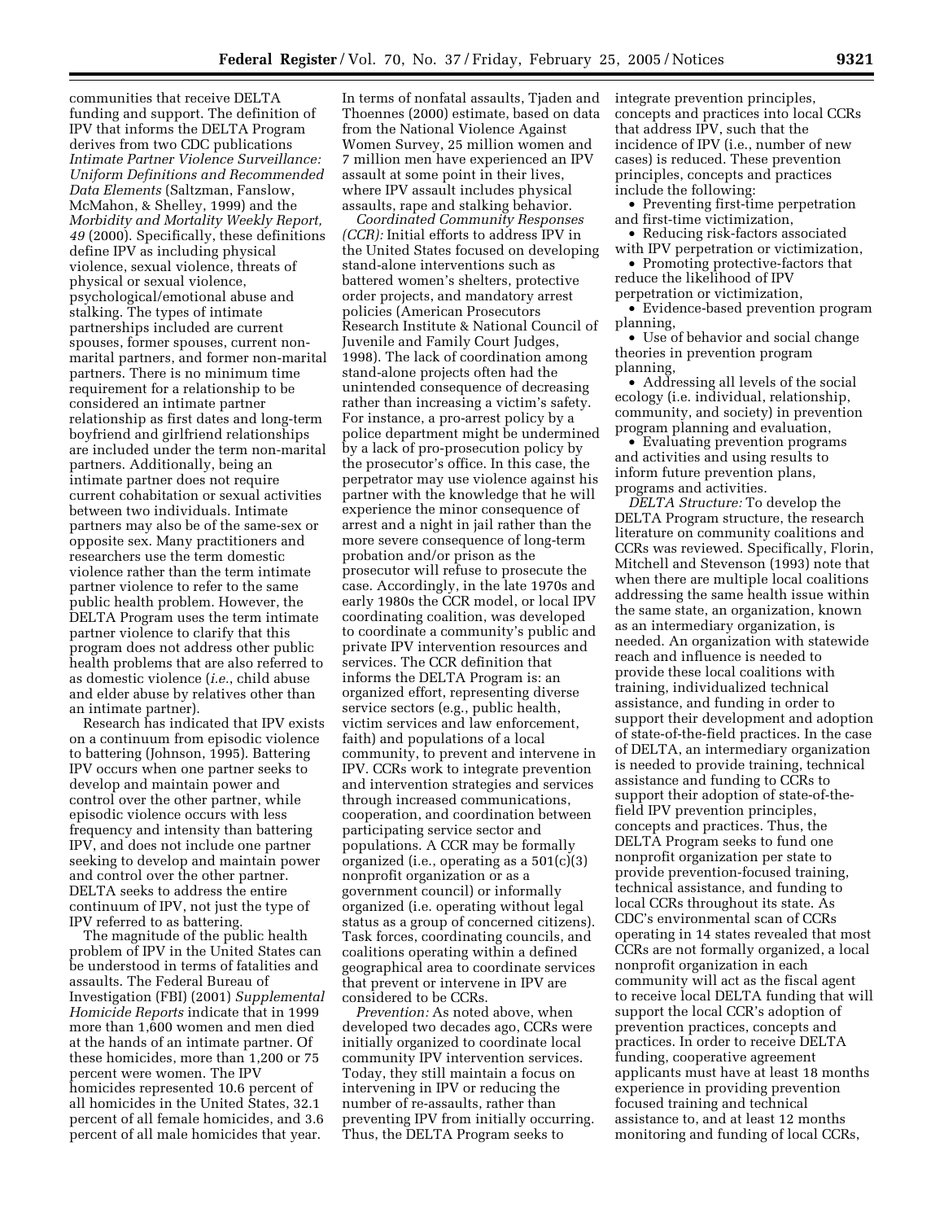communities that receive DELTA funding and support. The definition of IPV that informs the DELTA Program derives from two CDC publications *Intimate Partner Violence Surveillance: Uniform Definitions and Recommended Data Elements* (Saltzman, Fanslow, McMahon, & Shelley, 1999) and the *Morbidity and Mortality Weekly Report, 49* (2000). Specifically, these definitions define IPV as including physical violence, sexual violence, threats of physical or sexual violence, psychological/emotional abuse and stalking. The types of intimate partnerships included are current spouses, former spouses, current non-marital partners, and former non-marital partners. There is no minimum time requirement for a relationship to be considered an intimate partner relationship as first dates and long-term boyfriend and girlfriend relationships are included under the term non-marital partners. Additionally, being an intimate partner does not require current cohabitation or sexual activities between two individuals. Intimate partners may also be of the same-sex or opposite sex. Many practitioners and researchers use the term domestic violence rather than the term intimate partner violence to refer to the same public health problem. However, the DELTA Program uses the term intimate partner violence to clarify that this program does not address other public health problems that are also referred to as domestic violence (*i.e.*, child abuse and elder abuse by relatives other than an intimate partner).

Research has indicated that IPV exists on a continuum from episodic violence to battering (Johnson, 1995). Battering IPV occurs when one partner seeks to develop and maintain power and control over the other partner, while episodic violence occurs with less frequency and intensity than battering IPV, and does not include one partner seeking to develop and maintain power and control over the other partner. DELTA seeks to address the entire continuum of IPV, not just the type of IPV referred to as battering.

The magnitude of the public health problem of IPV in the United States can be understood in terms of fatalities and assaults. The Federal Bureau of Investigation (FBI) (2001) *Supplemental Homicide Reports* indicate that in 1999 more than 1,600 women and men died at the hands of an intimate partner. Of these homicides, more than 1,200 or 75 percent were women. The IPV homicides represented 10.6 percent of all homicides in the United States, 32.1 percent of all female homicides, and 3.6 percent of all male homicides that year. In terms of nonfatal assaults, Tjaden and Thoennes (2000) estimate, based on data from the National Violence Against Women Survey, 25 million women and 7 million men have experienced an IPV assault at some point in their lives, where IPV assault includes physical assaults, rape and stalking behavior.

*Coordinated Community Responses (CCR):* Initial efforts to address IPV in the United States focused on developing stand-alone interventions such as battered women's shelters, protective order projects, and mandatory arrest policies (American Prosecutors Research Institute & National Council of Juvenile and Family Court Judges, 1998). The lack of coordination among stand-alone projects often had the unintended consequence of decreasing rather than increasing a victim's safety. For instance, a pro-arrest policy by a police department might be undermined by a lack of pro-prosecution policy by the prosecutor's office. In this case, the perpetrator may use violence against his partner with the knowledge that he will experience the minor consequence of arrest and a night in jail rather than the more severe consequence of long-term probation and/or prison as the prosecutor will refuse to prosecute the case. Accordingly, in the late 1970s and early 1980s the CCR model, or local IPV coordinating coalition, was developed to coordinate a community's public and private IPV intervention resources and services. The CCR definition that informs the DELTA Program is: an organized effort, representing diverse service sectors (e.g., public health, victim services and law enforcement, faith) and populations of a local community, to prevent and intervene in IPV. CCRs work to integrate prevention and intervention strategies and services through increased communications, cooperation, and coordination between participating service sector and populations. A CCR may be formally organized (i.e., operating as a 501(c)(3) nonprofit organization or as a government council) or informally organized (i.e. operating without legal status as a group of concerned citizens). Task forces, coordinating councils, and coalitions operating within a defined geographical area to coordinate services that prevent or intervene in IPV are considered to be CCRs.

*Prevention:* As noted above, when developed two decades ago, CCRs were initially organized to coordinate local community IPV intervention services. Today, they still maintain a focus on intervening in IPV or reducing the number of re-assaults, rather than preventing IPV from initially occurring. Thus, the DELTA Program seeks to integrate prevention principles, concepts and practices into local CCRs that address IPV, such that the incidence of IPV (i.e., number of new cases) is reduced. These prevention principles, concepts and practices include the following:

- Preventing first-time perpetration and first-time victimization,
- Reducing risk-factors associated with IPV perpetration or victimization,
- Promoting protective-factors that reduce the likelihood of IPV perpetration or victimization,
- Evidence-based prevention program planning,
- Use of behavior and social change theories in prevention program planning,
- Addressing all levels of the social ecology (i.e. individual, relationship, community, and society) in prevention program planning and evaluation,
- Evaluating prevention programs and activities and using results to inform future prevention plans, programs and activities.

*DELTA Structure:* To develop the DELTA Program structure, the research literature on community coalitions and CCRs was reviewed. Specifically, Florin, Mitchell and Stevenson (1993) note that when there are multiple local coalitions addressing the same health issue within the same state, an organization, known as an intermediary organization, is needed. An organization with statewide reach and influence is needed to provide these local coalitions with training, individualized technical assistance, and funding in order to support their development and adoption of state-of-the-field practices. In the case of DELTA, an intermediary organization is needed to provide training, technical assistance and funding to CCRs to support their adoption of state-of-the-field IPV prevention principles, concepts and practices. Thus, the DELTA Program seeks to fund one nonprofit organization per state to provide prevention-focused training, technical assistance, and funding to local CCRs throughout its state. As CDC's environmental scan of CCRs operating in 14 states revealed that most CCRs are not formally organized, a local nonprofit organization in each community will act as the fiscal agent to receive local DELTA funding that will support the local CCR's adoption of prevention practices, concepts and practices. In order to receive DELTA funding, cooperative agreement applicants must have at least 18 months experience in providing prevention focused training and technical assistance to, and at least 12 months monitoring and funding of local CCRs,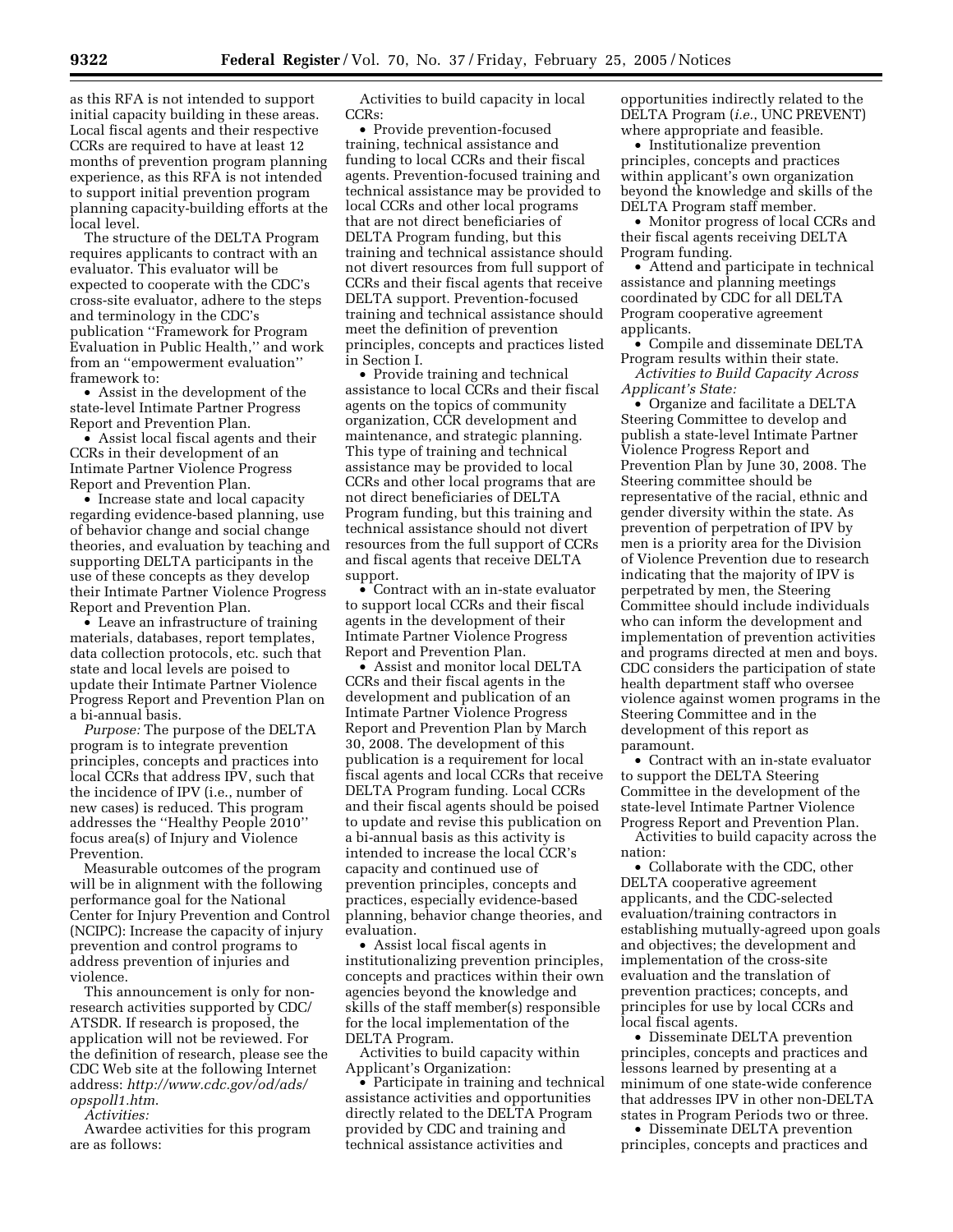as this RFA is not intended to support initial capacity building in these areas. Local fiscal agents and their respective CCRs are required to have at least 12 months of prevention program planning experience, as this RFA is not intended to support initial prevention program planning capacity-building efforts at the local level.

The structure of the DELTA Program requires applicants to contract with an evaluator. This evaluator will be expected to cooperate with the CDC's cross-site evaluator, adhere to the steps and terminology in the CDC's publication ''Framework for Program Evaluation in Public Health,'' and work from an ''empowerment evaluation'' framework to:

- Assist in the development of the state-level Intimate Partner Progress Report and Prevention Plan.
- Assist local fiscal agents and their CCRs in their development of an Intimate Partner Violence Progress Report and Prevention Plan.
- Increase state and local capacity regarding evidence-based planning, use of behavior change and social change theories, and evaluation by teaching and supporting DELTA participants in the use of these concepts as they develop their Intimate Partner Violence Progress Report and Prevention Plan.
- Leave an infrastructure of training materials, databases, report templates, data collection protocols, etc. such that state and local levels are poised to update their Intimate Partner Violence Progress Report and Prevention Plan on a bi-annual basis.

*Purpose:* The purpose of the DELTA program is to integrate prevention principles, concepts and practices into local CCRs that address IPV, such that the incidence of IPV (i.e., number of new cases) is reduced. This program addresses the ''Healthy People 2010'' focus area(s) of Injury and Violence Prevention.

Measurable outcomes of the program will be in alignment with the following performance goal for the National Center for Injury Prevention and Control (NCIPC): Increase the capacity of injury prevention and control programs to address prevention of injuries and violence.

This announcement is only for non-research activities supported by CDC/ATSDR. If research is proposed, the application will not be reviewed. For the definition of research, please see the CDC Web site at the following Internet address: *http://www.cdc.gov/od/ads/opspoll1.htm*.

*Activities:*

Awardee activities for this program are as follows:

Activities to build capacity in local CCRs:

- Provide prevention-focused training, technical assistance and funding to local CCRs and their fiscal agents. Prevention-focused training and technical assistance may be provided to local CCRs and other local programs that are not direct beneficiaries of DELTA Program funding, but this training and technical assistance should not divert resources from full support of CCRs and their fiscal agents that receive DELTA support. Prevention-focused training and technical assistance should meet the definition of prevention principles, concepts and practices listed in Section I.
- Provide training and technical assistance to local CCRs and their fiscal agents on the topics of community organization, CCR development and maintenance, and strategic planning. This type of training and technical assistance may be provided to local CCRs and other local programs that are not direct beneficiaries of DELTA Program funding, but this training and technical assistance should not divert resources from the full support of CCRs and fiscal agents that receive DELTA support.
- Contract with an in-state evaluator to support local CCRs and their fiscal agents in the development of their Intimate Partner Violence Progress Report and Prevention Plan.
- Assist and monitor local DELTA CCRs and their fiscal agents in the development and publication of an Intimate Partner Violence Progress Report and Prevention Plan by March 30, 2008. The development of this publication is a requirement for local fiscal agents and local CCRs that receive DELTA Program funding. Local CCRs and their fiscal agents should be poised to update and revise this publication on a bi-annual basis as this activity is intended to increase the local CCR's capacity and continued use of prevention principles, concepts and practices, especially evidence-based planning, behavior change theories, and evaluation.
- Assist local fiscal agents in institutionalizing prevention principles, concepts and practices within their own agencies beyond the knowledge and skills of the staff member(s) responsible for the local implementation of the DELTA Program.

Activities to build capacity within Applicant's Organization:

- Participate in training and technical assistance activities and opportunities directly related to the DELTA Program provided by CDC and training and technical assistance activities and opportunities indirectly related to the DELTA Program (*i.e.*, UNC PREVENT) where appropriate and feasible.
- Institutionalize prevention principles, concepts and practices within applicant's own organization beyond the knowledge and skills of the DELTA Program staff member.
- Monitor progress of local CCRs and their fiscal agents receiving DELTA Program funding.
- Attend and participate in technical assistance and planning meetings coordinated by CDC for all DELTA Program cooperative agreement applicants.
- Compile and disseminate DELTA Program results within their state.

*Activities to Build Capacity Across Applicant's State:*

- Organize and facilitate a DELTA Steering Committee to develop and publish a state-level Intimate Partner Violence Progress Report and Prevention Plan by June 30, 2008. The Steering committee should be representative of the racial, ethnic and gender diversity within the state. As prevention of perpetration of IPV by men is a priority area for the Division of Violence Prevention due to research indicating that the majority of IPV is perpetrated by men, the Steering Committee should include individuals who can inform the development and implementation of prevention activities and programs directed at men and boys. CDC considers the participation of state health department staff who oversee violence against women programs in the Steering Committee and in the development of this report as paramount.
- Contract with an in-state evaluator to support the DELTA Steering Committee in the development of the state-level Intimate Partner Violence Progress Report and Prevention Plan.

Activities to build capacity across the nation:

- Collaborate with the CDC, other DELTA cooperative agreement applicants, and the CDC-selected evaluation/training contractors in establishing mutually-agreed upon goals and objectives; the development and implementation of the cross-site evaluation and the translation of prevention practices; concepts, and principles for use by local CCRs and local fiscal agents.
- Disseminate DELTA prevention principles, concepts and practices and lessons learned by presenting at a minimum of one state-wide conference that addresses IPV in other non-DELTA states in Program Periods two or three.
- Disseminate DELTA prevention principles, concepts and practices and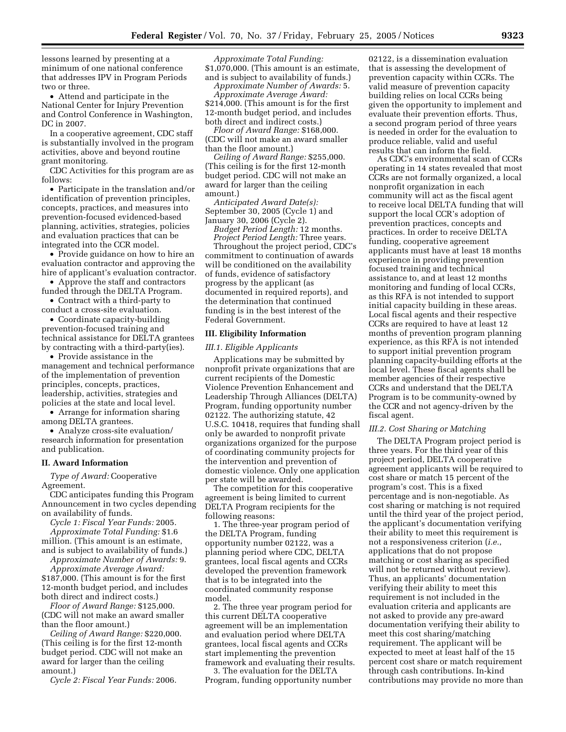lessons learned by presenting at a minimum of one national conference that addresses IPV in Program Periods two or three.

- Attend and participate in the National Center for Injury Prevention and Control Conference in Washington, DC in 2007.

In a cooperative agreement, CDC staff is substantially involved in the program activities, above and beyond routine grant monitoring.

CDC Activities for this program are as follows:

- Participate in the translation and/or identification of prevention principles, concepts, practices, and measures into prevention-focused evidenced-based planning, activities, strategies, policies and evaluation practices that can be integrated into the CCR model.
- Provide guidance on how to hire an evaluation contractor and approving the hire of applicant's evaluation contractor.
- Approve the staff and contractors funded through the DELTA Program.
- Contract with a third-party to conduct a cross-site evaluation.
- Coordinate capacity-building prevention-focused training and technical assistance for DELTA grantees by contracting with a third-party(ies).
- Provide assistance in the management and technical performance of the implementation of prevention principles, concepts, practices, leadership, activities, strategies and policies at the state and local level.
- Arrange for information sharing among DELTA grantees.
- Analyze cross-site evaluation/ research information for presentation and publication.

## II. Award Information

*Type of Award:* Cooperative Agreement.

CDC anticipates funding this Program Announcement in two cycles depending on availability of funds.

*Cycle 1: Fiscal Year Funds:* 2005.

*Approximate Total Funding:* $1.6 million. (This amount is an estimate, and is subject to availability of funds.)

*Approximate Number of Awards:* 9.

*Approximate Average Award:* $187,000. (This amount is for the first 12-month budget period, and includes both direct and indirect costs.)

*Floor of Award Range:* $125,000. (CDC will not make an award smaller than the floor amount.)

*Ceiling of Award Range:* $220,000. (This ceiling is for the first 12-month budget period. CDC will not make an award for larger than the ceiling amount.)

*Cycle 2: Fiscal Year Funds:* 2006.

*Approximate Total Funding:* $1,070,000. (This amount is an estimate, and is subject to availability of funds.)

*Approximate Number of Awards:* 5.

*Approximate Average Award:* $214,000. (This amount is for the first 12-month budget period, and includes both direct and indirect costs.)

*Floor of Award Range:* $168,000. (CDC will not make an award smaller than the floor amount.)

*Ceiling of Award Range:* $255,000. (This ceiling is for the first 12-month budget period. CDC will not make an award for larger than the ceiling amount.)

*Anticipated Award Date(s):* September 30, 2005 (Cycle 1) and January 30, 2006 (Cycle 2).

*Budget Period Length:* 12 months.

*Project Period Length:* Three years.

Throughout the project period, CDC's commitment to continuation of awards will be conditioned on the availability of funds, evidence of satisfactory progress by the applicant (as documented in required reports), and the determination that continued funding is in the best interest of the Federal Government.

## III. Eligibility Information

### III.1. Eligible Applicants

Applications may be submitted by nonprofit private organizations that are current recipients of the Domestic Violence Prevention Enhancement and Leadership Through Alliances (DELTA) Program, funding opportunity number 02122. The authorizing statute, 42 U.S.C. 10418, requires that funding shall only be awarded to nonprofit private organizations organized for the purpose of coordinating community projects for the intervention and prevention of domestic violence. Only one application per state will be awarded.

The competition for this cooperative agreement is being limited to current DELTA Program recipients for the following reasons:

1. The three-year program period of the DELTA Program, funding opportunity number 02122, was a planning period where CDC, DELTA grantees, local fiscal agents and CCRs developed the prevention framework that is to be integrated into the coordinated community response model.
2. The three year program period for this current DELTA cooperative agreement will be an implementation and evaluation period where DELTA grantees, local fiscal agents and CCRs start implementing the prevention framework and evaluating their results.
3. The evaluation for the DELTA Program, funding opportunity number 02122, is a dissemination evaluation that is assessing the development of prevention capacity within CCRs. The valid measure of prevention capacity building relies on local CCRs being given the opportunity to implement and evaluate their prevention efforts. Thus, a second program period of three years is needed in order for the evaluation to produce reliable, valid and useful results that can inform the field.

As CDC's environmental scan of CCRs operating in 14 states revealed that most CCRs are not formally organized, a local nonprofit organization in each community will act as the fiscal agent to receive local DELTA funding that will support the local CCR's adoption of prevention practices, concepts and practices. In order to receive DELTA funding, cooperative agreement applicants must have at least 18 months experience in providing prevention focused training and technical assistance to, and at least 12 months monitoring and funding of local CCRs, as this RFA is not intended to support initial capacity building in these areas. Local fiscal agents and their respective CCRs are required to have at least 12 months of prevention program planning experience, as this RFA is not intended to support initial prevention program planning capacity-building efforts at the local level. These fiscal agents shall be member agencies of their respective CCRs and understand that the DELTA Program is to be community-owned by the CCR and not agency-driven by the fiscal agent.

### III.2. Cost Sharing or Matching

The DELTA Program project period is three years. For the third year of this project period, DELTA cooperative agreement applicants will be required to cost share or match 15 percent of the program's cost. This is a fixed percentage and is non-negotiable. As cost sharing or matching is not required until the third year of the project period, the applicant's documentation verifying their ability to meet this requirement is not a responsiveness criterion (*i.e.*, applications that do not propose matching or cost sharing as specified will not be returned without review). Thus, an applicants' documentation verifying their ability to meet this requirement is not included in the evaluation criteria and applicants are not asked to provide any pre-award documentation verifying their ability to meet this cost sharing/matching requirement. The applicant will be expected to meet at least half of the 15 percent cost share or match requirement through cash contributions. In-kind contributions may provide no more than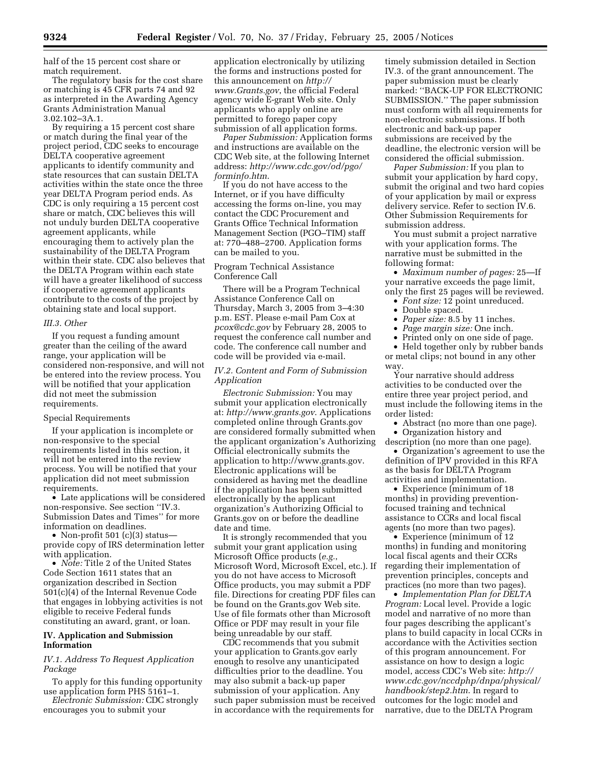half of the 15 percent cost share or match requirement.

The regulatory basis for the cost share or matching is 45 CFR parts 74 and 92 as interpreted in the Awarding Agency Grants Administration Manual 3.02.102–3A.1.

By requiring a 15 percent cost share or match during the final year of the project period, CDC seeks to encourage DELTA cooperative agreement applicants to identify community and state resources that can sustain DELTA activities within the state once the three year DELTA Program period ends. As CDC is only requiring a 15 percent cost share or match, CDC believes this will not unduly burden DELTA cooperative agreement applicants, while encouraging them to actively plan the sustainability of the DELTA Program within their state. CDC also believes that the DELTA Program within each state will have a greater likelihood of success if cooperative agreement applicants contribute to the costs of the project by obtaining state and local support.

### *III.3. Other*

If you request a funding amount greater than the ceiling of the award range, your application will be considered non-responsive, and will not be entered into the review process. You will be notified that your application did not meet the submission requirements.

Special Requirements

If your application is incomplete or non-responsive to the special requirements listed in this section, it will not be entered into the review process. You will be notified that your application did not meet submission requirements.

- Late applications will be considered non-responsive. See section ''IV.3. Submission Dates and Times'' for more information on deadlines.
- Non-profit 501 (c)(3) status—provide copy of IRS determination letter with application.
- *Note:* Title 2 of the United States Code Section 1611 states that an organization described in Section 501(c)(4) of the Internal Revenue Code that engages in lobbying activities is not eligible to receive Federal funds constituting an award, grant, or loan.

## IV. Application and Submission Information

### *IV.1. Address To Request Application Package*

To apply for this funding opportunity use application form PHS 5161–1.

*Electronic Submission:* CDC strongly encourages you to submit your application electronically by utilizing the forms and instructions posted for this announcement on *http://www.Grants.gov*, the official Federal agency wide E-grant Web site. Only applicants who apply online are permitted to forego paper copy submission of all application forms.

*Paper Submission:* Application forms and instructions are available on the CDC Web site, at the following Internet address: *http://www.cdc.gov/od/pgo/forminfo.htm.*

If you do not have access to the Internet, or if you have difficulty accessing the forms on-line, you may contact the CDC Procurement and Grants Office Technical Information Management Section (PGO–TIM) staff at: 770–488–2700. Application forms can be mailed to you.

Program Technical Assistance Conference Call

There will be a Program Technical Assistance Conference Call on Thursday, March 3, 2005 from 3–4:30 p.m. EST. Please e-mail Pam Cox at *pcox@cdc.gov* by February 28, 2005 to request the conference call number and code. The conference call number and code will be provided via e-mail.

### *IV.2. Content and Form of Submission Application*

*Electronic Submission:* You may submit your application electronically at: *http://www.grants.gov*. Applications completed online through Grants.gov are considered formally submitted when the applicant organization's Authorizing Official electronically submits the application to http://www.grants.gov. Electronic applications will be considered as having met the deadline if the application has been submitted electronically by the applicant organization's Authorizing Official to Grants.gov on or before the deadline date and time.

It is strongly recommended that you submit your grant application using Microsoft Office products (*e.g.*, Microsoft Word, Microsoft Excel, etc.). If you do not have access to Microsoft Office products, you may submit a PDF file. Directions for creating PDF files can be found on the Grants.gov Web site. Use of file formats other than Microsoft Office or PDF may result in your file being unreadable by our staff.

CDC recommends that you submit your application to Grants.gov early enough to resolve any unanticipated difficulties prior to the deadline. You may also submit a back-up paper submission of your application. Any such paper submission must be received in accordance with the requirements for timely submission detailed in Section IV.3. of the grant announcement. The paper submission must be clearly marked: ''BACK-UP FOR ELECTRONIC SUBMISSION.'' The paper submission must conform with all requirements for non-electronic submissions. If both electronic and back-up paper submissions are received by the deadline, the electronic version will be considered the official submission.

*Paper Submission:* If you plan to submit your application by hard copy, submit the original and two hard copies of your application by mail or express delivery service. Refer to section IV.6. Other Submission Requirements for submission address.

You must submit a project narrative with your application forms. The narrative must be submitted in the following format:

- *Maximum number of pages:* 25—If your narrative exceeds the page limit, only the first 25 pages will be reviewed.
- *Font size:* 12 point unreduced.
- Double spaced.
- *Paper size:* 8.5 by 11 inches.
- *Page margin size:* One inch.
- Printed only on one side of page.
- Held together only by rubber bands or metal clips; not bound in any other way.

Your narrative should address activities to be conducted over the entire three year project period, and must include the following items in the order listed:

- Abstract (no more than one page).
- Organization history and description (no more than one page).
- Organization's agreement to use the definition of IPV provided in this RFA as the basis for DELTA Program activities and implementation.
- Experience (minimum of 18 months) in providing prevention-focused training and technical assistance to CCRs and local fiscal agents (no more than two pages).
- Experience (minimum of 12 months) in funding and monitoring local fiscal agents and their CCRs regarding their implementation of prevention principles, concepts and practices (no more than two pages).
- *Implementation Plan for DELTA Program:* Local level. Provide a logic model and narrative of no more than four pages describing the applicant's plans to build capacity in local CCRs in accordance with the Activities section of this program announcement. For assistance on how to design a logic model, access CDC's Web site: *http://www.cdc.gov/nccdphp/dnpa/physical/handbook/step2.htm.* In regard to outcomes for the logic model and narrative, due to the DELTA Program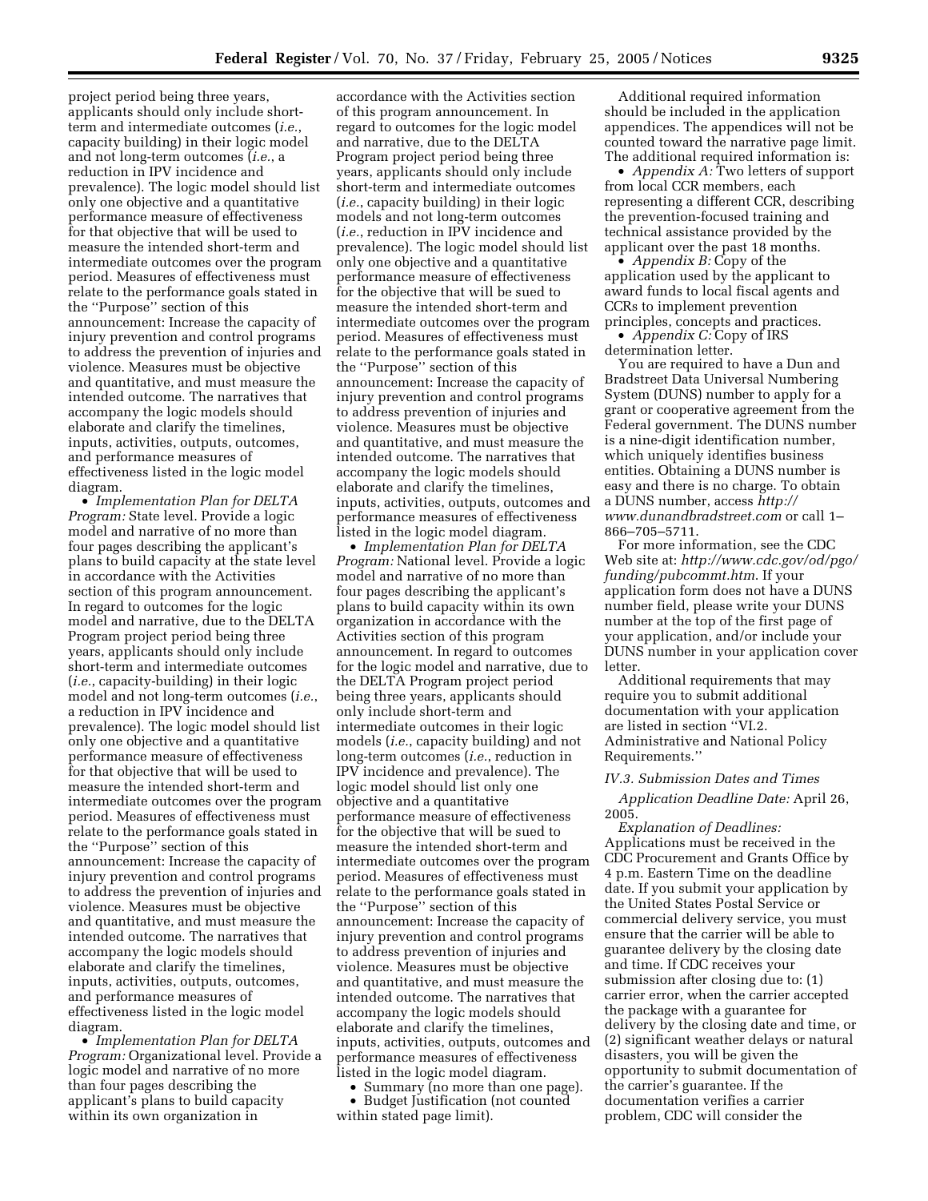project period being three years, applicants should only include short-term and intermediate outcomes (*i.e.*, capacity building) in their logic model and not long-term outcomes (*i.e.*, a reduction in IPV incidence and prevalence). The logic model should list only one objective and a quantitative performance measure of effectiveness for that objective that will be used to measure the intended short-term and intermediate outcomes over the program period. Measures of effectiveness must relate to the performance goals stated in the ''Purpose'' section of this announcement: Increase the capacity of injury prevention and control programs to address the prevention of injuries and violence. Measures must be objective and quantitative, and must measure the intended outcome. The narratives that accompany the logic models should elaborate and clarify the timelines, inputs, activities, outputs, outcomes, and performance measures of effectiveness listed in the logic model diagram.

• *Implementation Plan for DELTA Program:* State level. Provide a logic model and narrative of no more than four pages describing the applicant's plans to build capacity at the state level in accordance with the Activities section of this program announcement. In regard to outcomes for the logic model and narrative, due to the DELTA Program project period being three years, applicants should only include short-term and intermediate outcomes (*i.e.*, capacity-building) in their logic model and not long-term outcomes (*i.e.*, a reduction in IPV incidence and prevalence). The logic model should list only one objective and a quantitative performance measure of effectiveness for that objective that will be used to measure the intended short-term and intermediate outcomes over the program period. Measures of effectiveness must relate to the performance goals stated in the ''Purpose'' section of this announcement: Increase the capacity of injury prevention and control programs to address the prevention of injuries and violence. Measures must be objective and quantitative, and must measure the intended outcome. The narratives that accompany the logic models should elaborate and clarify the timelines, inputs, activities, outputs, outcomes, and performance measures of effectiveness listed in the logic model diagram.

• *Implementation Plan for DELTA Program:* Organizational level. Provide a logic model and narrative of no more than four pages describing the applicant's plans to build capacity within its own organization in accordance with the Activities section of this program announcement. In regard to outcomes for the logic model and narrative, due to the DELTA Program project period being three years, applicants should only include short-term and intermediate outcomes (*i.e.*, capacity building) in their logic models and not long-term outcomes (*i.e.*, reduction in IPV incidence and prevalence). The logic model should list only one objective and a quantitative performance measure of effectiveness for the objective that will be sued to measure the intended short-term and intermediate outcomes over the program period. Measures of effectiveness must relate to the performance goals stated in the ''Purpose'' section of this announcement: Increase the capacity of injury prevention and control programs to address prevention of injuries and violence. Measures must be objective and quantitative, and must measure the intended outcome. The narratives that accompany the logic models should elaborate and clarify the timelines, inputs, activities, outputs, outcomes and performance measures of effectiveness listed in the logic model diagram.

• *Implementation Plan for DELTA Program:* National level. Provide a logic model and narrative of no more than four pages describing the applicant's plans to build capacity within its own organization in accordance with the Activities section of this program announcement. In regard to outcomes for the logic model and narrative, due to the DELTA Program project period being three years, applicants should only include short-term and intermediate outcomes in their logic models (*i.e.,* capacity building) and not long-term outcomes (*i.e.*, reduction in IPV incidence and prevalence). The logic model should list only one objective and a quantitative performance measure of effectiveness for the objective that will be sued to measure the intended short-term and intermediate outcomes over the program period. Measures of effectiveness must relate to the performance goals stated in the ''Purpose'' section of this announcement: Increase the capacity of injury prevention and control programs to address prevention of injuries and violence. Measures must be objective and quantitative, and must measure the intended outcome. The narratives that accompany the logic models should elaborate and clarify the timelines, inputs, activities, outputs, outcomes and performance measures of effectiveness listed in the logic model diagram.

• Summary (no more than one page).

• Budget Justification (not counted within stated page limit).

Additional required information should be included in the application appendices. The appendices will not be counted toward the narrative page limit. The additional required information is:

• *Appendix A:* Two letters of support from local CCR members, each representing a different CCR, describing the prevention-focused training and technical assistance provided by the applicant over the past 18 months.

• *Appendix B:* Copy of the application used by the applicant to award funds to local fiscal agents and CCRs to implement prevention principles, concepts and practices.

• *Appendix C:* Copy of IRS determination letter.

You are required to have a Dun and Bradstreet Data Universal Numbering System (DUNS) number to apply for a grant or cooperative agreement from the Federal government. The DUNS number is a nine-digit identification number, which uniquely identifies business entities. Obtaining a DUNS number is easy and there is no charge. To obtain a DUNS number, access *http://www.dunandbradstreet.com* or call 1–866–705–5711.

For more information, see the CDC Web site at: *http://www.cdc.gov/od/pgo/funding/pubcommt.htm*. If your application form does not have a DUNS number field, please write your DUNS number at the top of the first page of your application, and/or include your DUNS number in your application cover letter.

Additional requirements that may require you to submit additional documentation with your application are listed in section ''VI.2. Administrative and National Policy Requirements.''

*IV.3. Submission Dates and Times*

*Application Deadline Date:* April 26, 2005.

*Explanation of Deadlines:* Applications must be received in the CDC Procurement and Grants Office by 4 p.m. Eastern Time on the deadline date. If you submit your application by the United States Postal Service or commercial delivery service, you must ensure that the carrier will be able to guarantee delivery by the closing date and time. If CDC receives your submission after closing due to: (1) carrier error, when the carrier accepted the package with a guarantee for delivery by the closing date and time, or (2) significant weather delays or natural disasters, you will be given the opportunity to submit documentation of the carrier's guarantee. If the documentation verifies a carrier problem, CDC will consider the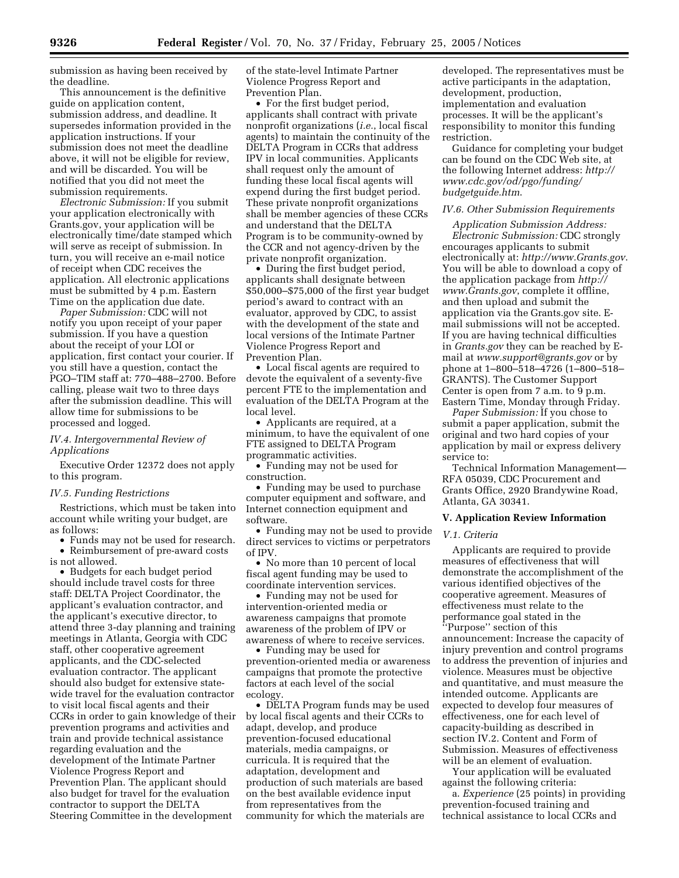submission as having been received by the deadline.

This announcement is the definitive guide on application content, submission address, and deadline. It supersedes information provided in the application instructions. If your submission does not meet the deadline above, it will not be eligible for review, and will be discarded. You will be notified that you did not meet the submission requirements.

*Electronic Submission:* If you submit your application electronically with Grants.gov, your application will be electronically time/date stamped which will serve as receipt of submission. In turn, you will receive an e-mail notice of receipt when CDC receives the application. All electronic applications must be submitted by 4 p.m. Eastern Time on the application due date.

*Paper Submission:* CDC will not notify you upon receipt of your paper submission. If you have a question about the receipt of your LOI or application, first contact your courier. If you still have a question, contact the PGO–TIM staff at: 770–488–2700. Before calling, please wait two to three days after the submission deadline. This will allow time for submissions to be processed and logged.

### *IV.4. Intergovernmental Review of Applications*

Executive Order 12372 does not apply to this program.

### *IV.5. Funding Restrictions*

Restrictions, which must be taken into account while writing your budget, are as follows:

- Funds may not be used for research.
- Reimbursement of pre-award costs is not allowed.
- Budgets for each budget period should include travel costs for three staff: DELTA Project Coordinator, the applicant's evaluation contractor, and the applicant's executive director, to attend three 3-day planning and training meetings in Atlanta, Georgia with CDC staff, other cooperative agreement applicants, and the CDC-selected evaluation contractor. The applicant should also budget for extensive state-wide travel for the evaluation contractor to visit local fiscal agents and their CCRs in order to gain knowledge of their prevention programs and activities and train and provide technical assistance regarding evaluation and the development of the Intimate Partner Violence Progress Report and Prevention Plan. The applicant should also budget for travel for the evaluation contractor to support the DELTA Steering Committee in the development of the state-level Intimate Partner Violence Progress Report and Prevention Plan.
- For the first budget period, applicants shall contract with private nonprofit organizations (*i.e.*, local fiscal agents) to maintain the continuity of the DELTA Program in CCRs that address IPV in local communities. Applicants shall request only the amount of funding these local fiscal agents will expend during the first budget period. These private nonprofit organizations shall be member agencies of these CCRs and understand that the DELTA Program is to be community-owned by the CCR and not agency-driven by the private nonprofit organization.
- During the first budget period, applicants shall designate between $50,000–$75,000 of the first year budget period's award to contract with an evaluator, approved by CDC, to assist with the development of the state and local versions of the Intimate Partner Violence Progress Report and Prevention Plan.
- Local fiscal agents are required to devote the equivalent of a seventy-five percent FTE to the implementation and evaluation of the DELTA Program at the local level.
- Applicants are required, at a minimum, to have the equivalent of one FTE assigned to DELTA Program programmatic activities.
- Funding may not be used for construction.
- Funding may be used to purchase computer equipment and software, and Internet connection equipment and software.
- Funding may not be used to provide direct services to victims or perpetrators of IPV.
- No more than 10 percent of local fiscal agent funding may be used to coordinate intervention services.
- Funding may not be used for intervention-oriented media or awareness campaigns that promote awareness of the problem of IPV or awareness of where to receive services.
- Funding may be used for prevention-oriented media or awareness campaigns that promote the protective factors at each level of the social ecology.
- DELTA Program funds may be used by local fiscal agents and their CCRs to adapt, develop, and produce prevention-focused educational materials, media campaigns, or curricula. It is required that the adaptation, development and production of such materials are based on the best available evidence input from representatives from the community for which the materials are developed. The representatives must be active participants in the adaptation, development, production, implementation and evaluation processes. It will be the applicant's responsibility to monitor this funding restriction.

Guidance for completing your budget can be found on the CDC Web site, at the following Internet address: *http://www.cdc.gov/od/pgo/funding/budgetguide.htm*.

### *IV.6. Other Submission Requirements*

*Application Submission Address:*

*Electronic Submission:* CDC strongly encourages applicants to submit electronically at: *http://www.Grants.gov*. You will be able to download a copy of the application package from *http://www.Grants.gov*, complete it offline, and then upload and submit the application via the Grants.gov site. E-mail submissions will not be accepted. If you are having technical difficulties in *Grants.gov* they can be reached by E-mail at *www.support@grants.gov* or by phone at 1–800–518–4726 (1–800–518–GRANTS). The Customer Support Center is open from 7 a.m. to 9 p.m. Eastern Time, Monday through Friday.

*Paper Submission:* If you chose to submit a paper application, submit the original and two hard copies of your application by mail or express delivery service to:

Technical Information Management—RFA 05039, CDC Procurement and Grants Office, 2920 Brandywine Road, Atlanta, GA 30341.

## V. Application Review Information

### *V.1. Criteria*

Applicants are required to provide measures of effectiveness that will demonstrate the accomplishment of the various identified objectives of the cooperative agreement. Measures of effectiveness must relate to the performance goal stated in the "Purpose" section of this announcement: Increase the capacity of injury prevention and control programs to address the prevention of injuries and violence. Measures must be objective and quantitative, and must measure the intended outcome. Applicants are expected to develop four measures of effectiveness, one for each level of capacity-building as described in section IV.2. Content and Form of Submission. Measures of effectiveness will be an element of evaluation.

Your application will be evaluated against the following criteria:

a. *Experience* (25 points) in providing prevention-focused training and technical assistance to local CCRs and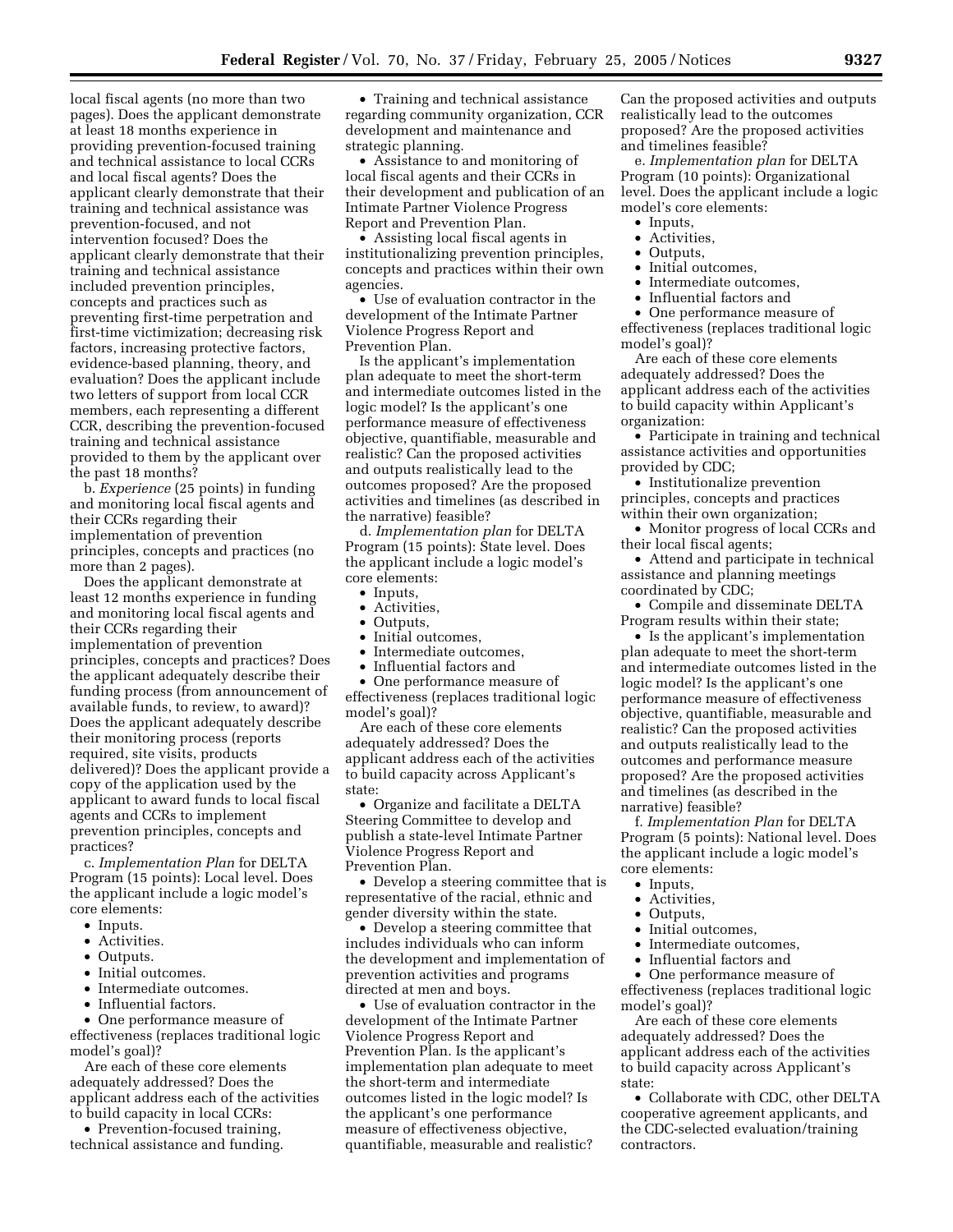local fiscal agents (no more than two pages). Does the applicant demonstrate at least 18 months experience in providing prevention-focused training and technical assistance to local CCRs and local fiscal agents? Does the applicant clearly demonstrate that their training and technical assistance was prevention-focused, and not intervention focused? Does the applicant clearly demonstrate that their training and technical assistance included prevention principles, concepts and practices such as preventing first-time perpetration and first-time victimization; decreasing risk factors, increasing protective factors, evidence-based planning, theory, and evaluation? Does the applicant include two letters of support from local CCR members, each representing a different CCR, describing the prevention-focused training and technical assistance provided to them by the applicant over the past 18 months?

b. *Experience* (25 points) in funding and monitoring local fiscal agents and their CCRs regarding their implementation of prevention principles, concepts and practices (no more than 2 pages).

Does the applicant demonstrate at least 12 months experience in funding and monitoring local fiscal agents and their CCRs regarding their implementation of prevention principles, concepts and practices? Does the applicant adequately describe their funding process (from announcement of available funds, to review, to award)? Does the applicant adequately describe their monitoring process (reports required, site visits, products delivered)? Does the applicant provide a copy of the application used by the applicant to award funds to local fiscal agents and CCRs to implement prevention principles, concepts and practices?

c. *Implementation Plan* for DELTA Program (15 points): Local level. Does the applicant include a logic model's core elements:

- Inputs.
- Activities.
- Outputs.
- Initial outcomes.
- Intermediate outcomes.
- Influential factors.
- One performance measure of effectiveness (replaces traditional logic model's goal)?

Are each of these core elements adequately addressed? Does the applicant address each of the activities to build capacity in local CCRs:

- Prevention-focused training, technical assistance and funding.
- Training and technical assistance regarding community organization, CCR development and maintenance and strategic planning.
- Assistance to and monitoring of local fiscal agents and their CCRs in their development and publication of an Intimate Partner Violence Progress Report and Prevention Plan.
- Assisting local fiscal agents in institutionalizing prevention principles, concepts and practices within their own agencies.
- Use of evaluation contractor in the development of the Intimate Partner Violence Progress Report and Prevention Plan.

Is the applicant's implementation plan adequate to meet the short-term and intermediate outcomes listed in the logic model? Is the applicant's one performance measure of effectiveness objective, quantifiable, measurable and realistic? Can the proposed activities and outputs realistically lead to the outcomes proposed? Are the proposed activities and timelines (as described in the narrative) feasible?

d. *Implementation plan* for DELTA Program (15 points): State level. Does the applicant include a logic model's core elements:

- Inputs,
- Activities,
- Outputs,
- Initial outcomes,
- Intermediate outcomes,
- Influential factors and
- One performance measure of effectiveness (replaces traditional logic model's goal)?

Are each of these core elements adequately addressed? Does the applicant address each of the activities to build capacity across Applicant's state:

- Organize and facilitate a DELTA Steering Committee to develop and publish a state-level Intimate Partner Violence Progress Report and Prevention Plan.
- Develop a steering committee that is representative of the racial, ethnic and gender diversity within the state.
- Develop a steering committee that includes individuals who can inform the development and implementation of prevention activities and programs directed at men and boys.
- Use of evaluation contractor in the development of the Intimate Partner Violence Progress Report and Prevention Plan. Is the applicant's implementation plan adequate to meet the short-term and intermediate outcomes listed in the logic model? Is the applicant's one performance measure of effectiveness objective, quantifiable, measurable and realistic? Can the proposed activities and outputs realistically lead to the outcomes proposed? Are the proposed activities and timelines feasible?

e. *Implementation plan* for DELTA Program (10 points): Organizational level. Does the applicant include a logic model's core elements:

- Inputs,
- Activities,
- Outputs,
- Initial outcomes,
- Intermediate outcomes,
- Influential factors and
- One performance measure of effectiveness (replaces traditional logic model's goal)?

Are each of these core elements adequately addressed? Does the applicant address each of the activities to build capacity within Applicant's organization:

- Participate in training and technical assistance activities and opportunities provided by CDC;
- Institutionalize prevention principles, concepts and practices within their own organization;
- Monitor progress of local CCRs and their local fiscal agents;
- Attend and participate in technical assistance and planning meetings coordinated by CDC;
- Compile and disseminate DELTA Program results within their state;
- Is the applicant's implementation plan adequate to meet the short-term and intermediate outcomes listed in the logic model? Is the applicant's one performance measure of effectiveness objective, quantifiable, measurable and realistic? Can the proposed activities and outputs realistically lead to the outcomes and performance measure proposed? Are the proposed activities and timelines (as described in the narrative) feasible?

f. *Implementation Plan* for DELTA Program (5 points): National level. Does the applicant include a logic model's core elements:

- Inputs,
- Activities,
- Outputs,
- Initial outcomes,
- Intermediate outcomes,
- Influential factors and
- One performance measure of effectiveness (replaces traditional logic model's goal)?

Are each of these core elements adequately addressed? Does the applicant address each of the activities to build capacity across Applicant's state:

- Collaborate with CDC, other DELTA cooperative agreement applicants, and the CDC-selected evaluation/training contractors.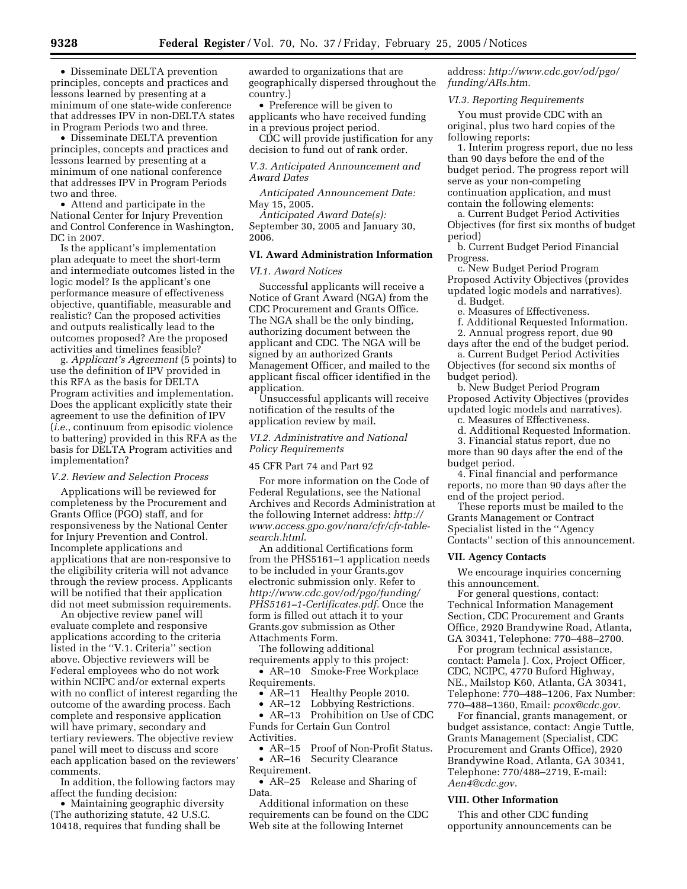- Disseminate DELTA prevention principles, concepts and practices and lessons learned by presenting at a minimum of one state-wide conference that addresses IPV in non-DELTA states in Program Periods two and three.
- Disseminate DELTA prevention principles, concepts and practices and lessons learned by presenting at a minimum of one national conference that addresses IPV in Program Periods two and three.
- Attend and participate in the National Center for Injury Prevention and Control Conference in Washington, DC in 2007.

Is the applicant's implementation plan adequate to meet the short-term and intermediate outcomes listed in the logic model? Is the applicant's one performance measure of effectiveness objective, quantifiable, measurable and realistic? Can the proposed activities and outputs realistically lead to the outcomes proposed? Are the proposed activities and timelines feasible?

g. *Applicant's Agreement* (5 points) to use the definition of IPV provided in this RFA as the basis for DELTA Program activities and implementation. Does the applicant explicitly state their agreement to use the definition of IPV (*i.e.*, continuum from episodic violence to battering) provided in this RFA as the basis for DELTA Program activities and implementation?

### *V.2. Review and Selection Process*

Applications will be reviewed for completeness by the Procurement and Grants Office (PGO) staff, and for responsiveness by the National Center for Injury Prevention and Control. Incomplete applications and applications that are non-responsive to the eligibility criteria will not advance through the review process. Applicants will be notified that their application did not meet submission requirements.

An objective review panel will evaluate complete and responsive applications according to the criteria listed in the ''V.1. Criteria'' section above. Objective reviewers will be Federal employees who do not work within NCIPC and/or external experts with no conflict of interest regarding the outcome of the awarding process. Each complete and responsive application will have primary, secondary and tertiary reviewers. The objective review panel will meet to discuss and score each application based on the reviewers' comments.

In addition, the following factors may affect the funding decision:

- Maintaining geographic diversity (The authorizing statute, 42 U.S.C. 10418, requires that funding shall be awarded to organizations that are geographically dispersed throughout the country.)
- Preference will be given to applicants who have received funding in a previous project period.

CDC will provide justification for any decision to fund out of rank order.

### *V.3. Anticipated Announcement and Award Dates*

*Anticipated Announcement Date:* May 15, 2005.

*Anticipated Award Date(s):* September 30, 2005 and January 30, 2006.

## VI. Award Administration Information

### *VI.1. Award Notices*

Successful applicants will receive a Notice of Grant Award (NGA) from the CDC Procurement and Grants Office. The NGA shall be the only binding, authorizing document between the applicant and CDC. The NGA will be signed by an authorized Grants Management Officer, and mailed to the applicant fiscal officer identified in the application.

Unsuccessful applicants will receive notification of the results of the application review by mail.

### *VI.2. Administrative and National Policy Requirements*

45 CFR Part 74 and Part 92

For more information on the Code of Federal Regulations, see the National Archives and Records Administration at the following Internet address: *http://www.access.gpo.gov/nara/cfr/cfr-table-search.html*.

An additional Certifications form from the PHS5161–1 application needs to be included in your Grants.gov electronic submission only. Refer to *http://www.cdc.gov/od/pgo/funding/PHS5161–1-Certificates.pdf*. Once the form is filled out attach it to your Grants.gov submission as Other Attachments Form.

The following additional requirements apply to this project:

- AR–10 Smoke-Free Workplace Requirements.
- AR–11 Healthy People 2010.
- AR–12 Lobbying Restrictions.
- AR–13 Prohibition on Use of CDC Funds for Certain Gun Control Activities.
- AR–15 Proof of Non-Profit Status.
- AR–16 Security Clearance Requirement.
- AR–25 Release and Sharing of Data.

Additional information on these requirements can be found on the CDC Web site at the following Internet address: *http://www.cdc.gov/od/pgo/funding/ARs.htm*.

### *VI.3. Reporting Requirements*

You must provide CDC with an original, plus two hard copies of the following reports:

1. Interim progress report, due no less than 90 days before the end of the budget period. The progress report will serve as your non-competing continuation application, and must contain the following elements:

a. Current Budget Period Activities Objectives (for first six months of budget period)

b. Current Budget Period Financial Progress.

c. New Budget Period Program Proposed Activity Objectives (provides updated logic models and narratives).

d. Budget.

e. Measures of Effectiveness.

f. Additional Requested Information.

2. Annual progress report, due 90 days after the end of the budget period.

a. Current Budget Period Activities Objectives (for second six months of budget period).

b. New Budget Period Program Proposed Activity Objectives (provides updated logic models and narratives).

c. Measures of Effectiveness.

d. Additional Requested Information.

3. Financial status report, due no more than 90 days after the end of the budget period.

4. Final financial and performance reports, no more than 90 days after the end of the project period.

These reports must be mailed to the Grants Management or Contract Specialist listed in the ''Agency Contacts'' section of this announcement.

## VII. Agency Contacts

We encourage inquiries concerning this announcement.

For general questions, contact: Technical Information Management Section, CDC Procurement and Grants Office, 2920 Brandywine Road, Atlanta, GA 30341, Telephone: 770–488–2700.

For program technical assistance, contact: Pamela J. Cox, Project Officer, CDC, NCIPC, 4770 Buford Highway, NE., Mailstop K60, Atlanta, GA 30341, Telephone: 770–488–1206, Fax Number: 770–488–1360, Email: *pcox@cdc.gov*.

For financial, grants management, or budget assistance, contact: Angie Tuttle, Grants Management (Specialist, CDC Procurement and Grants Office), 2920 Brandywine Road, Atlanta, GA 30341, Telephone: 770/488–2719, E-mail: *Aen4@cdc.gov*.

## VIII. Other Information

This and other CDC funding opportunity announcements can be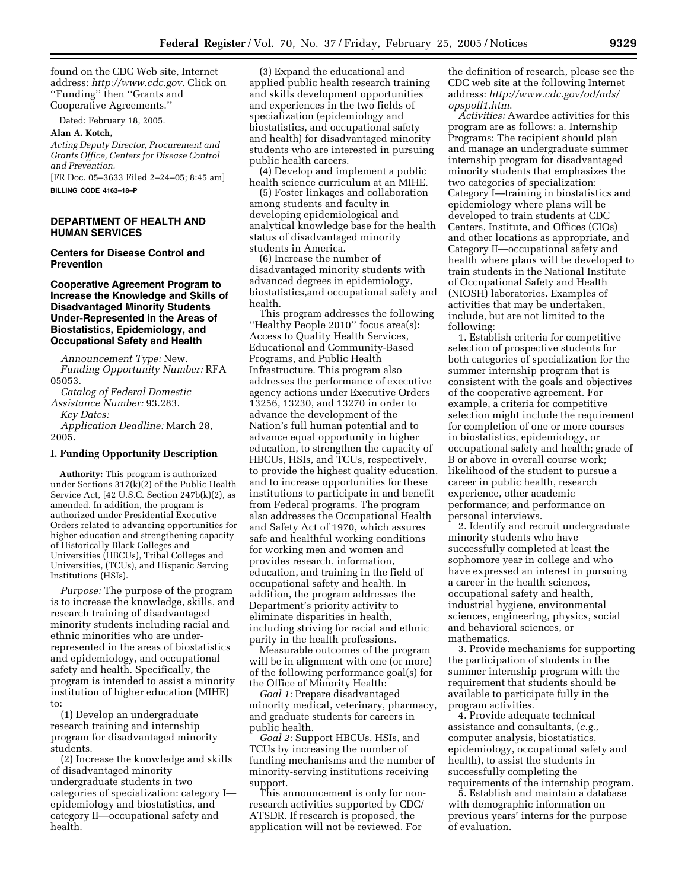found on the CDC Web site, Internet address: *http://www.cdc.gov*. Click on ''Funding'' then ''Grants and Cooperative Agreements.''

Dated: February 18, 2005.

**Alan A. Kotch,**

*Acting Deputy Director, Procurement and Grants Office, Centers for Disease Control and Prevention.*

[FR Doc. 05–3633 Filed 2–24–05; 8:45 am]

**BILLING CODE 4163–18–P**

## DEPARTMENT OF HEALTH AND HUMAN SERVICES

### Centers for Disease Control and Prevention

### Cooperative Agreement Program to Increase the Knowledge and Skills of Disadvantaged Minority Students Under-Represented in the Areas of Biostatistics, Epidemiology, and Occupational Safety and Health

*Announcement Type:* New.

*Funding Opportunity Number:* RFA 05053.

*Catalog of Federal Domestic Assistance Number:* 93.283.

*Key Dates:*

*Application Deadline:* March 28, 2005.

### I. Funding Opportunity Description

**Authority:** This program is authorized under Sections 317(k)(2) of the Public Health Service Act, [42 U.S.C. Section 247b(k)(2), as amended. In addition, the program is authorized under Presidential Executive Orders related to advancing opportunities for higher education and strengthening capacity of Historically Black Colleges and Universities (HBCUs), Tribal Colleges and Universities, (TCUs), and Hispanic Serving Institutions (HSIs).

*Purpose:* The purpose of the program is to increase the knowledge, skills, and research training of disadvantaged minority students including racial and ethnic minorities who are under-represented in the areas of biostatistics and epidemiology, and occupational safety and health. Specifically, the program is intended to assist a minority institution of higher education (MIHE) to:

(1) Develop an undergraduate research training and internship program for disadvantaged minority students.

(2) Increase the knowledge and skills of disadvantaged minority undergraduate students in two categories of specialization: category I—epidemiology and biostatistics, and category II—occupational safety and health.

(3) Expand the educational and applied public health research training and skills development opportunities and experiences in the two fields of specialization (epidemiology and biostatistics, and occupational safety and health) for disadvantaged minority students who are interested in pursuing public health careers.

(4) Develop and implement a public health science curriculum at an MIHE.

(5) Foster linkages and collaboration among students and faculty in developing epidemiological and analytical knowledge base for the health status of disadvantaged minority students in America.

(6) Increase the number of disadvantaged minority students with advanced degrees in epidemiology, biostatistics,and occupational safety and health.

This program addresses the following ''Healthy People 2010'' focus area(s): Access to Quality Health Services, Educational and Community-Based Programs, and Public Health Infrastructure. This program also addresses the performance of executive agency actions under Executive Orders 13256, 13230, and 13270 in order to advance the development of the Nation's full human potential and to advance equal opportunity in higher education, to strengthen the capacity of HBCUs, HSIs, and TCUs, respectively, to provide the highest quality education, and to increase opportunities for these institutions to participate in and benefit from Federal programs. The program also addresses the Occupational Health and Safety Act of 1970, which assures safe and healthful working conditions for working men and women and provides research, information, education, and training in the field of occupational safety and health. In addition, the program addresses the Department's priority activity to eliminate disparities in health, including striving for racial and ethnic parity in the health professions.

Measurable outcomes of the program will be in alignment with one (or more) of the following performance goal(s) for the Office of Minority Health:

*Goal 1:* Prepare disadvantaged minority medical, veterinary, pharmacy, and graduate students for careers in public health.

*Goal 2:* Support HBCUs, HSIs, and TCUs by increasing the number of funding mechanisms and the number of minority-serving institutions receiving support.

This announcement is only for non-research activities supported by CDC/ATSDR. If research is proposed, the application will not be reviewed. For the definition of research, please see the CDC web site at the following Internet address: *http://www.cdc.gov/od/ads/opspoll1.htm*.

*Activities:* Awardee activities for this program are as follows: a. Internship Programs: The recipient should plan and manage an undergraduate summer internship program for disadvantaged minority students that emphasizes the two categories of specialization: Category I—training in biostatistics and epidemiology where plans will be developed to train students at CDC Centers, Institute, and Offices (CIOs) and other locations as appropriate, and Category II—occupational safety and health where plans will be developed to train students in the National Institute of Occupational Safety and Health (NIOSH) laboratories. Examples of activities that may be undertaken, include, but are not limited to the following:

1. Establish criteria for competitive selection of prospective students for both categories of specialization for the summer internship program that is consistent with the goals and objectives of the cooperative agreement. For example, a criteria for competitive selection might include the requirement for completion of one or more courses in biostatistics, epidemiology, or occupational safety and health; grade of B or above in overall course work; likelihood of the student to pursue a career in public health, research experience, other academic performance; and performance on personal interviews.

2. Identify and recruit undergraduate minority students who have successfully completed at least the sophomore year in college and who have expressed an interest in pursuing a career in the health sciences, occupational safety and health, industrial hygiene, environmental sciences, engineering, physics, social and behavioral sciences, or mathematics.

3. Provide mechanisms for supporting the participation of students in the summer internship program with the requirement that students should be available to participate fully in the program activities.

4. Provide adequate technical assistance and consultants, (*e.g.*, computer analysis, biostatistics, epidemiology, occupational safety and health), to assist the students in successfully completing the requirements of the internship program.

5. Establish and maintain a database with demographic information on previous years' interns for the purpose of evaluation.